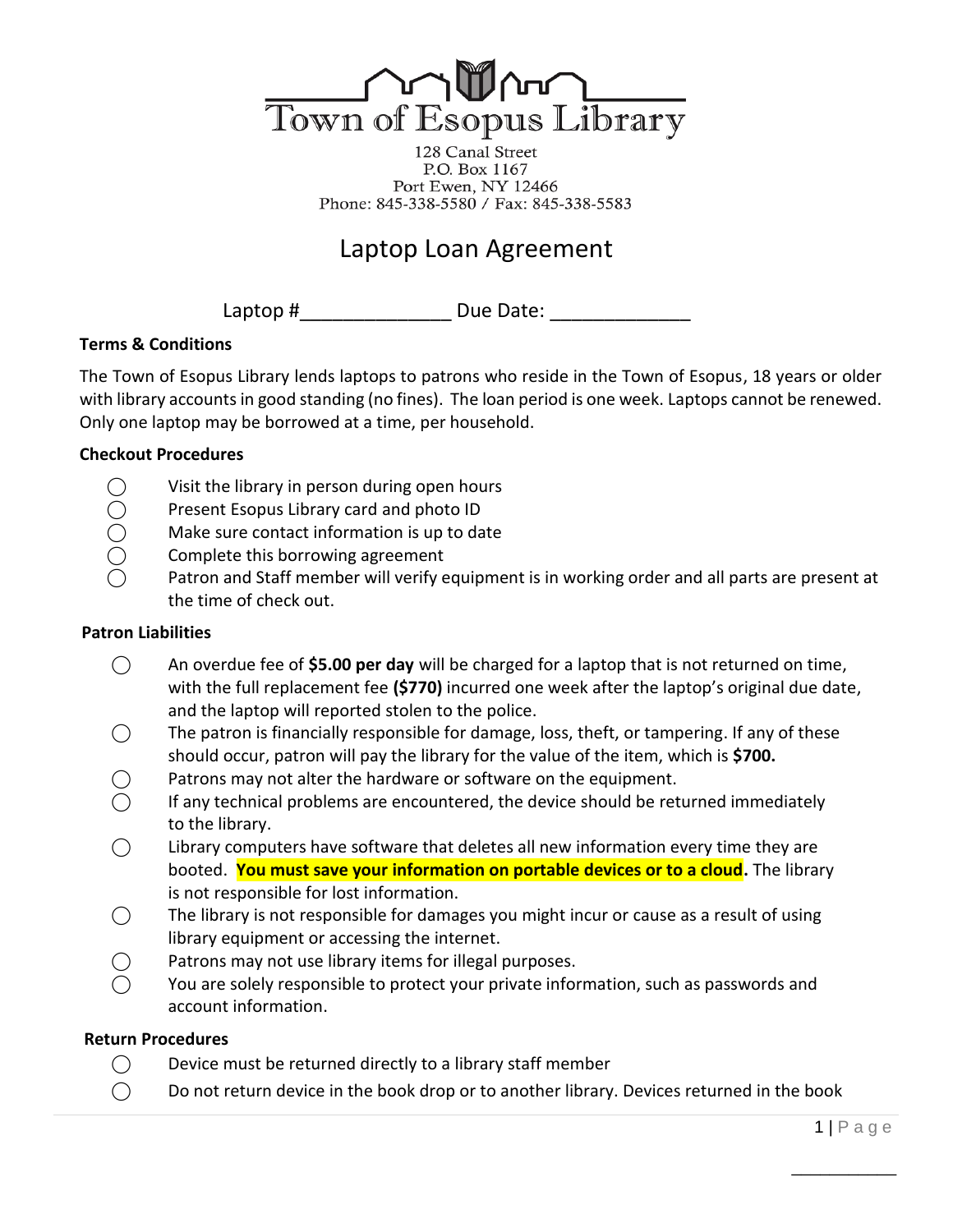Town of Esopus Library

128 Canal Street
P.O. Box 1167
Port Ewen, NY 12466
Phone: 845-338-5580 / Fax: 845-338-5583

# Laptop Loan Agreement

Laptop #______________ Due Date: _____________

### Terms & Conditions

The Town of Esopus Library lends laptops to patrons who reside in the Town of Esopus, 18 years or older with library accounts in good standing (no fines). The loan period is one week. Laptops cannot be renewed. Only one laptop may be borrowed at a time, per household.

### Checkout Procedures

- ◯ Visit the library in person during open hours
- ◯ Present Esopus Library card and photo ID
- ◯ Make sure contact information is up to date
- ◯ Complete this borrowing agreement
- ◯ Patron and Staff member will verify equipment is in working order and all parts are present at the time of check out.

### Patron Liabilities

- ◯ An overdue fee of **$5.00 per day** will be charged for a laptop that is not returned on time, with the full replacement fee **($770)** incurred one week after the laptop's original due date, and the laptop will reported stolen to the police.
- ◯ The patron is financially responsible for damage, loss, theft, or tampering. If any of these should occur, patron will pay the library for the value of the item, which is **$700.**
- ◯ Patrons may not alter the hardware or software on the equipment.
- ◯ If any technical problems are encountered, the device should be returned immediately to the library.
- ◯ Library computers have software that deletes all new information every time they are booted. **You must save your information on portable devices or to a cloud.** The library is not responsible for lost information.
- ◯ The library is not responsible for damages you might incur or cause as a result of using library equipment or accessing the internet.
- ◯ Patrons may not use library items for illegal purposes.
- ◯ You are solely responsible to protect your private information, such as passwords and account information.

### Return Procedures

- ◯ Device must be returned directly to a library staff member
- ◯ Do not return device in the book drop or to another library. Devices returned in the book

___________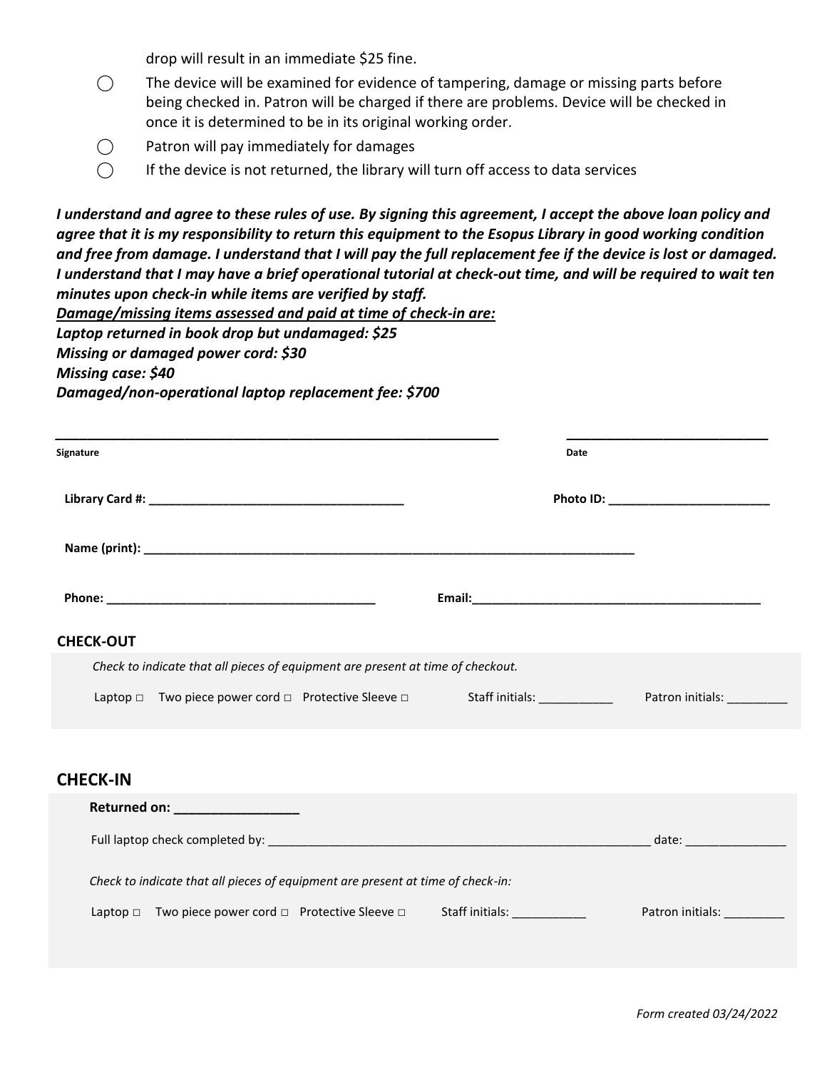drop will result in an immediate $25 fine.

- ◯ The device will be examined for evidence of tampering, damage or missing parts before being checked in. Patron will be charged if there are problems. Device will be checked in once it is determined to be in its original working order.
- ◯ Patron will pay immediately for damages
- ◯ If the device is not returned, the library will turn off access to data services

***I understand and agree to these rules of use. By signing this agreement, I accept the above loan policy and agree that it is my responsibility to return this equipment to the Esopus Library in good working condition and free from damage. I understand that I will pay the full replacement fee if the device is lost or damaged. I understand that I may have a brief operational tutorial at check-out time, and will be required to wait ten minutes upon check-in while items are verified by staff.***

***<u>Damage/missing items assessed and paid at time of check-in are:</u>***

***Laptop returned in book drop but undamaged: $25***

***Missing or damaged power cord: $30***

***Missing case: $40***

***Damaged/non-operational laptop replacement fee: $700***

______________________________________________ ______________________

**Signature** **Date**

**Library Card #:** ______________________________ **Photo ID:** ____________________

**Name (print):** ____________________________________________________________

**Phone:** ________________________________ **Email:** ___________________________________

## CHECK-OUT

*Check to indicate that all pieces of equipment are present at time of checkout.*

Laptop □ Two piece power cord □ Protective Sleeve □ Staff initials: ___________ Patron initials: _________

## CHECK-IN

**Returned on:** _________________

Full laptop check completed by: _______________________________________________ date: _______________

*Check to indicate that all pieces of equipment are present at time of check-in:*

Laptop □ Two piece power cord □ Protective Sleeve □ Staff initials: ___________ Patron initials: _________

*Form created 03/24/2022*